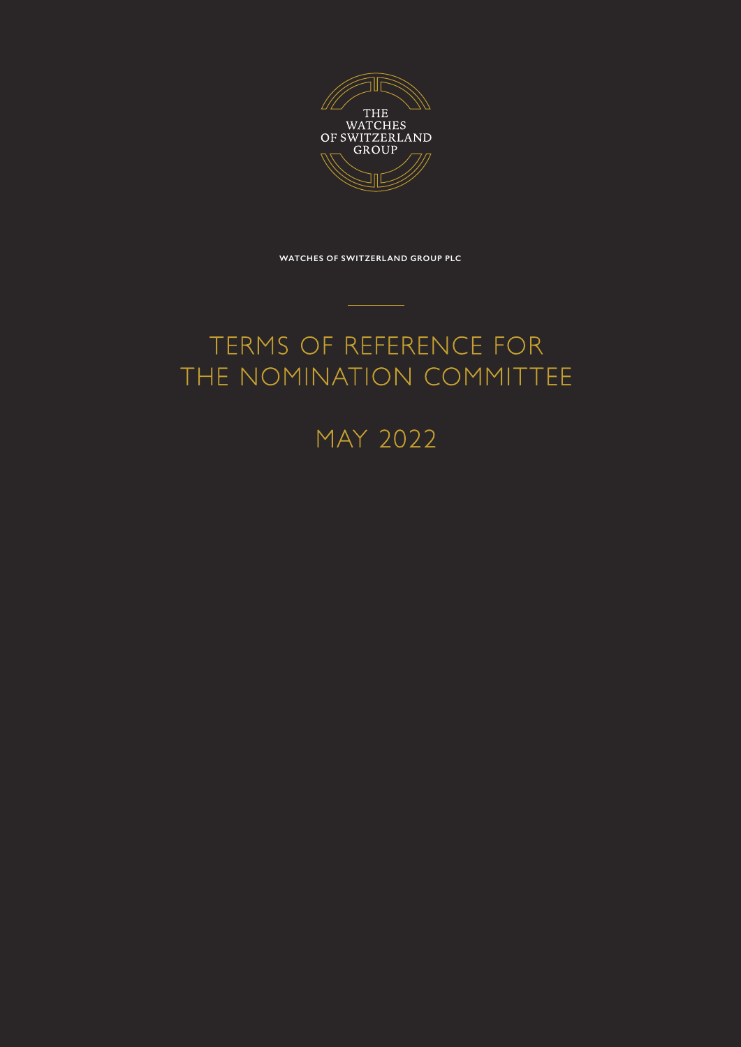THE WATCHES OF SWITZERLAND GROUP

**WATCHES OF SWITZERLAND GROUP PLC**

# TERMS OF REFERENCE FOR THE NOMINATION COMMITTEE

## MAY 2022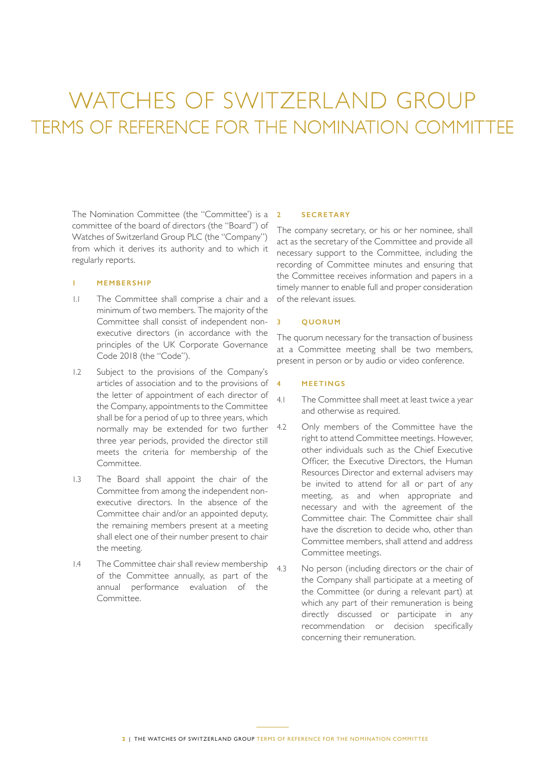# WATCHES OF SWITZERLAND GROUP
## TERMS OF REFERENCE FOR THE NOMINATION COMMITTEE

The Nomination Committee (the "Committee') is a committee of the board of directors (the "Board") of Watches of Switzerland Group PLC (the "Company") from which it derives its authority and to which it regularly reports.

### 1 MEMBERSHIP

1.1 The Committee shall comprise a chair and a minimum of two members. The majority of the Committee shall consist of independent non-executive directors (in accordance with the principles of the UK Corporate Governance Code 2018 (the "Code").

1.2 Subject to the provisions of the Company's articles of association and to the provisions of the letter of appointment of each director of the Company, appointments to the Committee shall be for a period of up to three years, which normally may be extended for two further three year periods, provided the director still meets the criteria for membership of the Committee.

1.3 The Board shall appoint the chair of the Committee from among the independent non-executive directors. In the absence of the Committee chair and/or an appointed deputy, the remaining members present at a meeting shall elect one of their number present to chair the meeting.

1.4 The Committee chair shall review membership of the Committee annually, as part of the annual performance evaluation of the Committee.

### 2 SECRETARY

The company secretary, or his or her nominee, shall act as the secretary of the Committee and provide all necessary support to the Committee, including the recording of Committee minutes and ensuring that the Committee receives information and papers in a timely manner to enable full and proper consideration of the relevant issues.

### 3 QUORUM

The quorum necessary for the transaction of business at a Committee meeting shall be two members, present in person or by audio or video conference.

### 4 MEETINGS

4.1 The Committee shall meet at least twice a year and otherwise as required.

4.2 Only members of the Committee have the right to attend Committee meetings. However, other individuals such as the Chief Executive Officer, the Executive Directors, the Human Resources Director and external advisers may be invited to attend for all or part of any meeting, as and when appropriate and necessary and with the agreement of the Committee chair. The Committee chair shall have the discretion to decide who, other than Committee members, shall attend and address Committee meetings.

4.3 No person (including directors or the chair of the Company shall participate at a meeting of the Committee (or during a relevant part) at which any part of their remuneration is being directly discussed or participate in any recommendation or decision specifically concerning their remuneration.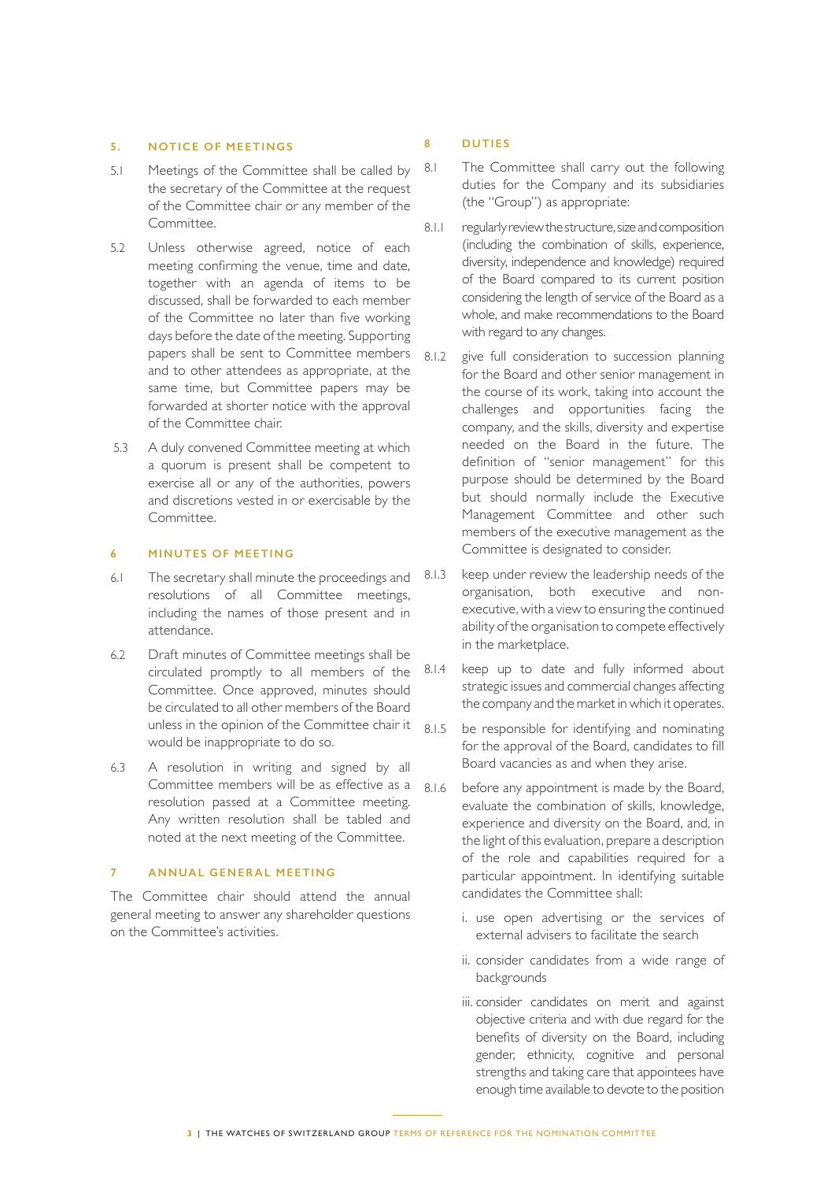## 5. NOTICE OF MEETINGS

5.1 Meetings of the Committee shall be called by the secretary of the Committee at the request of the Committee chair or any member of the Committee.

5.2 Unless otherwise agreed, notice of each meeting confirming the venue, time and date, together with an agenda of items to be discussed, shall be forwarded to each member of the Committee no later than five working days before the date of the meeting. Supporting papers shall be sent to Committee members and to other attendees as appropriate, at the same time, but Committee papers may be forwarded at shorter notice with the approval of the Committee chair.

5.3 A duly convened Committee meeting at which a quorum is present shall be competent to exercise all or any of the authorities, powers and discretions vested in or exercisable by the Committee.

## 6 MINUTES OF MEETING

6.1 The secretary shall minute the proceedings and resolutions of all Committee meetings, including the names of those present and in attendance.

6.2 Draft minutes of Committee meetings shall be circulated promptly to all members of the Committee. Once approved, minutes should be circulated to all other members of the Board unless in the opinion of the Committee chair it would be inappropriate to do so.

6.3 A resolution in writing and signed by all Committee members will be as effective as a resolution passed at a Committee meeting. Any written resolution shall be tabled and noted at the next meeting of the Committee.

## 7 ANNUAL GENERAL MEETING

The Committee chair should attend the annual general meeting to answer any shareholder questions on the Committee's activities.

## 8 DUTIES

8.1 The Committee shall carry out the following duties for the Company and its subsidiaries (the "Group") as appropriate:

8.1.1 regularly review the structure, size and composition (including the combination of skills, experience, diversity, independence and knowledge) required of the Board compared to its current position considering the length of service of the Board as a whole, and make recommendations to the Board with regard to any changes.

8.1.2 give full consideration to succession planning for the Board and other senior management in the course of its work, taking into account the challenges and opportunities facing the company, and the skills, diversity and expertise needed on the Board in the future. The definition of "senior management" for this purpose should be determined by the Board but should normally include the Executive Management Committee and other such members of the executive management as the Committee is designated to consider.

8.1.3 keep under review the leadership needs of the organisation, both executive and non-executive, with a view to ensuring the continued ability of the organisation to compete effectively in the marketplace.

8.1.4 keep up to date and fully informed about strategic issues and commercial changes affecting the company and the market in which it operates.

8.1.5 be responsible for identifying and nominating for the approval of the Board, candidates to fill Board vacancies as and when they arise.

8.1.6 before any appointment is made by the Board, evaluate the combination of skills, knowledge, experience and diversity on the Board, and, in the light of this evaluation, prepare a description of the role and capabilities required for a particular appointment. In identifying suitable candidates the Committee shall:

i. use open advertising or the services of external advisers to facilitate the search

ii. consider candidates from a wide range of backgrounds

iii. consider candidates on merit and against objective criteria and with due regard for the benefits of diversity on the Board, including gender, ethnicity, cognitive and personal strengths and taking care that appointees have enough time available to devote to the position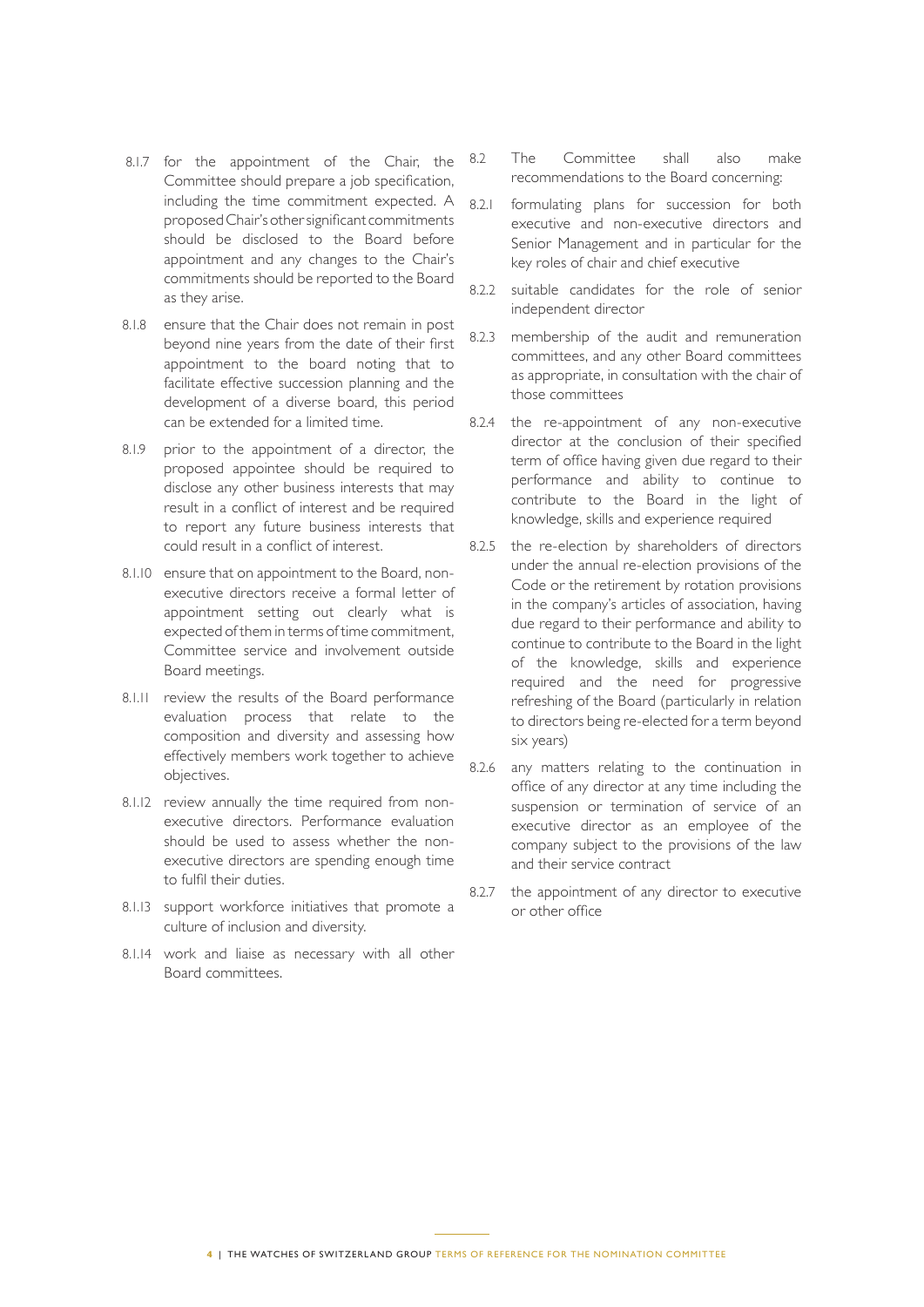8.1.7 for the appointment of the Chair, the Committee should prepare a job specification, including the time commitment expected. A proposed Chair's other significant commitments should be disclosed to the Board before appointment and any changes to the Chair's commitments should be reported to the Board as they arise.

8.1.8 ensure that the Chair does not remain in post beyond nine years from the date of their first appointment to the board noting that to facilitate effective succession planning and the development of a diverse board, this period can be extended for a limited time.

8.1.9 prior to the appointment of a director, the proposed appointee should be required to disclose any other business interests that may result in a conflict of interest and be required to report any future business interests that could result in a conflict of interest.

8.1.10 ensure that on appointment to the Board, non-executive directors receive a formal letter of appointment setting out clearly what is expected of them in terms of time commitment, Committee service and involvement outside Board meetings.

8.1.11 review the results of the Board performance evaluation process that relate to the composition and diversity and assessing how effectively members work together to achieve objectives.

8.1.12 review annually the time required from non-executive directors. Performance evaluation should be used to assess whether the non-executive directors are spending enough time to fulfil their duties.

8.1.13 support workforce initiatives that promote a culture of inclusion and diversity.

8.1.14 work and liaise as necessary with all other Board committees.

8.2 The Committee shall also make recommendations to the Board concerning:

8.2.1 formulating plans for succession for both executive and non-executive directors and Senior Management and in particular for the key roles of chair and chief executive

8.2.2 suitable candidates for the role of senior independent director

8.2.3 membership of the audit and remuneration committees, and any other Board committees as appropriate, in consultation with the chair of those committees

8.2.4 the re-appointment of any non-executive director at the conclusion of their specified term of office having given due regard to their performance and ability to continue to contribute to the Board in the light of knowledge, skills and experience required

8.2.5 the re-election by shareholders of directors under the annual re-election provisions of the Code or the retirement by rotation provisions in the company's articles of association, having due regard to their performance and ability to continue to contribute to the Board in the light of the knowledge, skills and experience required and the need for progressive refreshing of the Board (particularly in relation to directors being re-elected for a term beyond six years)

8.2.6 any matters relating to the continuation in office of any director at any time including the suspension or termination of service of an executive director as an employee of the company subject to the provisions of the law and their service contract

8.2.7 the appointment of any director to executive or other office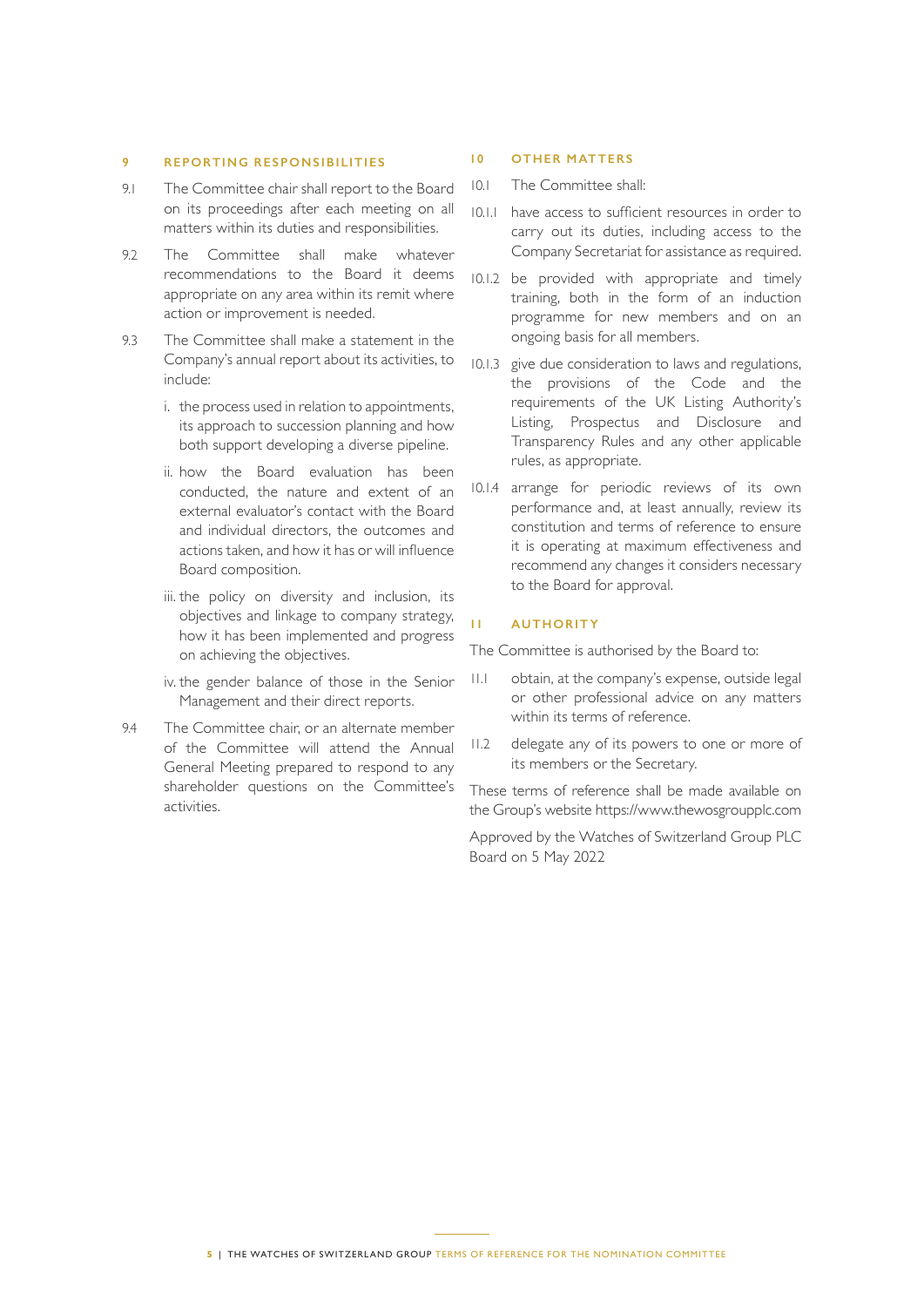## 9 REPORTING RESPONSIBILITIES

9.1 The Committee chair shall report to the Board on its proceedings after each meeting on all matters within its duties and responsibilities.

9.2 The Committee shall make whatever recommendations to the Board it deems appropriate on any area within its remit where action or improvement is needed.

9.3 The Committee shall make a statement in the Company's annual report about its activities, to include:

i. the process used in relation to appointments, its approach to succession planning and how both support developing a diverse pipeline.

ii. how the Board evaluation has been conducted, the nature and extent of an external evaluator's contact with the Board and individual directors, the outcomes and actions taken, and how it has or will influence Board composition.

iii. the policy on diversity and inclusion, its objectives and linkage to company strategy, how it has been implemented and progress on achieving the objectives.

iv. the gender balance of those in the Senior Management and their direct reports.

9.4 The Committee chair, or an alternate member of the Committee will attend the Annual General Meeting prepared to respond to any shareholder questions on the Committee's activities.

## 10 OTHER MATTERS

10.1 The Committee shall:

10.1.1 have access to sufficient resources in order to carry out its duties, including access to the Company Secretariat for assistance as required.

10.1.2 be provided with appropriate and timely training, both in the form of an induction programme for new members and on an ongoing basis for all members.

10.1.3 give due consideration to laws and regulations, the provisions of the Code and the requirements of the UK Listing Authority's Listing, Prospectus and Disclosure and Transparency Rules and any other applicable rules, as appropriate.

10.1.4 arrange for periodic reviews of its own performance and, at least annually, review its constitution and terms of reference to ensure it is operating at maximum effectiveness and recommend any changes it considers necessary to the Board for approval.

## 11 AUTHORITY

The Committee is authorised by the Board to:

11.1 obtain, at the company's expense, outside legal or other professional advice on any matters within its terms of reference.

11.2 delegate any of its powers to one or more of its members or the Secretary.

These terms of reference shall be made available on the Group's website https://www.thewosgroupplc.com

Approved by the Watches of Switzerland Group PLC Board on 5 May 2022